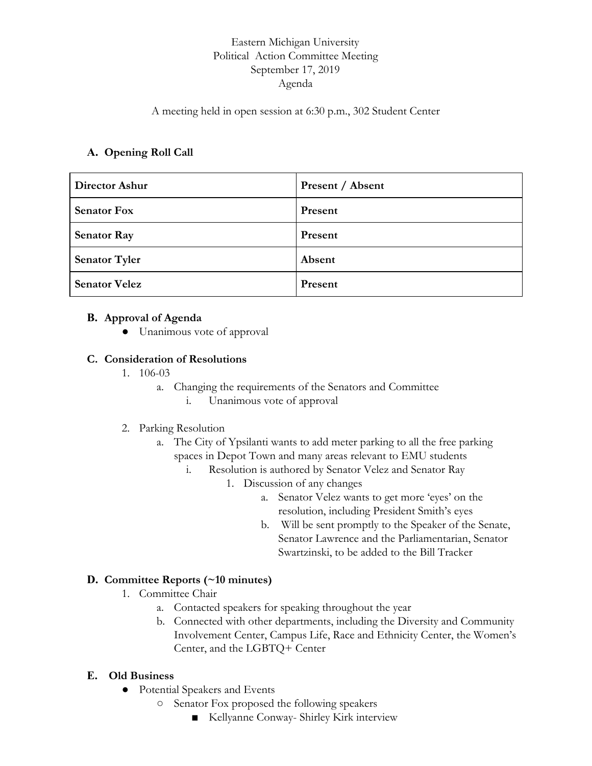Eastern Michigan University
Political Action Committee Meeting
September 17, 2019
Agenda

A meeting held in open session at 6:30 p.m., 302 Student Center

## A. Opening Roll Call

| **Director Ashur** | **Present / Absent** |
|---|---|
| **Senator Fox** | **Present** |
| **Senator Ray** | **Present** |
| **Senator Tyler** | **Absent** |
| **Senator Velez** | **Present** |

## B. Approval of Agenda

- Unanimous vote of approval

## C. Consideration of Resolutions

1. 106-03
   a. Changing the requirements of the Senators and Committee
      i. Unanimous vote of approval

2. Parking Resolution
   a. The City of Ypsilanti wants to add meter parking to all the free parking spaces in Depot Town and many areas relevant to EMU students
      i. Resolution is authored by Senator Velez and Senator Ray
         1. Discussion of any changes
            a. Senator Velez wants to get more 'eyes' on the resolution, including President Smith's eyes
            b. Will be sent promptly to the Speaker of the Senate, Senator Lawrence and the Parliamentarian, Senator Swartzinski, to be added to the Bill Tracker

## D. Committee Reports (~10 minutes)

1. Committee Chair
   a. Contacted speakers for speaking throughout the year
   b. Connected with other departments, including the Diversity and Community Involvement Center, Campus Life, Race and Ethnicity Center, the Women's Center, and the LGBTQ+ Center

## E. Old Business

- Potential Speakers and Events
  - Senator Fox proposed the following speakers
    - Kellyanne Conway- Shirley Kirk interview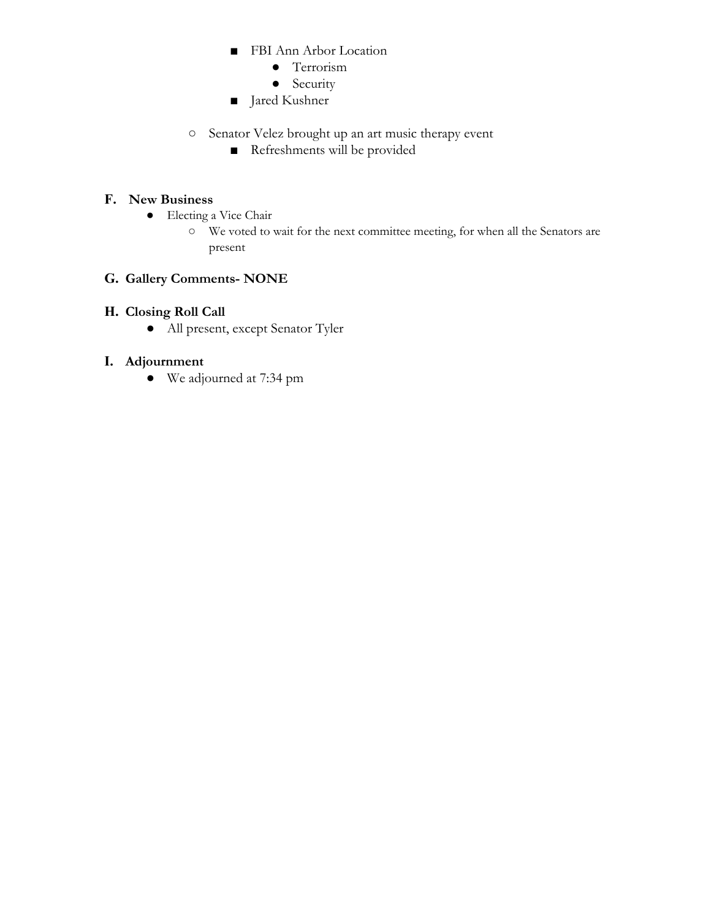- FBI Ann Arbor Location
  - Terrorism
  - Security
- Jared Kushner

- Senator Velez brought up an art music therapy event
  - Refreshments will be provided

## F. New Business

- Electing a Vice Chair
  - We voted to wait for the next committee meeting, for when all the Senators are present

## G. Gallery Comments- NONE

## H. Closing Roll Call

- All present, except Senator Tyler

## I. Adjournment

- We adjourned at 7:34 pm